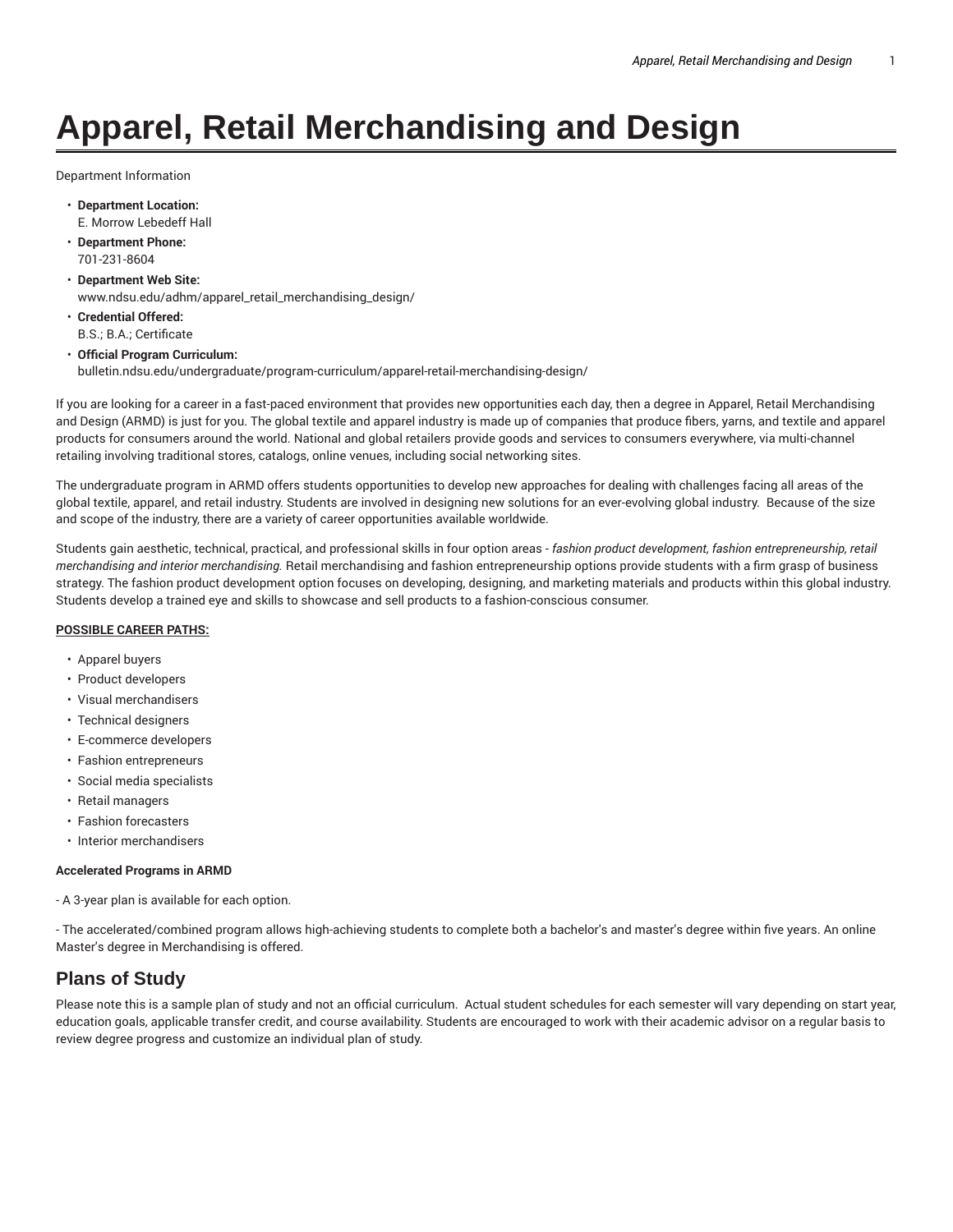# Apparel, Retail Merchandising and Design

Department Information

- **Department Location:**
  E. Morrow Lebedeff Hall
- **Department Phone:**
  701-231-8604
- **Department Web Site:**
  www.ndsu.edu/adhm/apparel_retail_merchandising_design/
- **Credential Offered:**
  B.S.; B.A.; Certificate
- **Official Program Curriculum:**
  bulletin.ndsu.edu/undergraduate/program-curriculum/apparel-retail-merchandising-design/

If you are looking for a career in a fast-paced environment that provides new opportunities each day, then a degree in Apparel, Retail Merchandising and Design (ARMD) is just for you. The global textile and apparel industry is made up of companies that produce fibers, yarns, and textile and apparel products for consumers around the world. National and global retailers provide goods and services to consumers everywhere, via multi-channel retailing involving traditional stores, catalogs, online venues, including social networking sites.

The undergraduate program in ARMD offers students opportunities to develop new approaches for dealing with challenges facing all areas of the global textile, apparel, and retail industry. Students are involved in designing new solutions for an ever-evolving global industry. Because of the size and scope of the industry, there are a variety of career opportunities available worldwide.

Students gain aesthetic, technical, practical, and professional skills in four option areas - *fashion product development, fashion entrepreneurship, retail merchandising and interior merchandising.* Retail merchandising and fashion entrepreneurship options provide students with a firm grasp of business strategy. The fashion product development option focuses on developing, designing, and marketing materials and products within this global industry. Students develop a trained eye and skills to showcase and sell products to a fashion-conscious consumer.

**POSSIBLE CAREER PATHS:**

- Apparel buyers
- Product developers
- Visual merchandisers
- Technical designers
- E-commerce developers
- Fashion entrepreneurs
- Social media specialists
- Retail managers
- Fashion forecasters
- Interior merchandisers

**Accelerated Programs in ARMD**

- A 3-year plan is available for each option.

- The accelerated/combined program allows high-achieving students to complete both a bachelor's and master's degree within five years. An online Master's degree in Merchandising is offered.

## Plans of Study

Please note this is a sample plan of study and not an official curriculum. Actual student schedules for each semester will vary depending on start year, education goals, applicable transfer credit, and course availability. Students are encouraged to work with their academic advisor on a regular basis to review degree progress and customize an individual plan of study.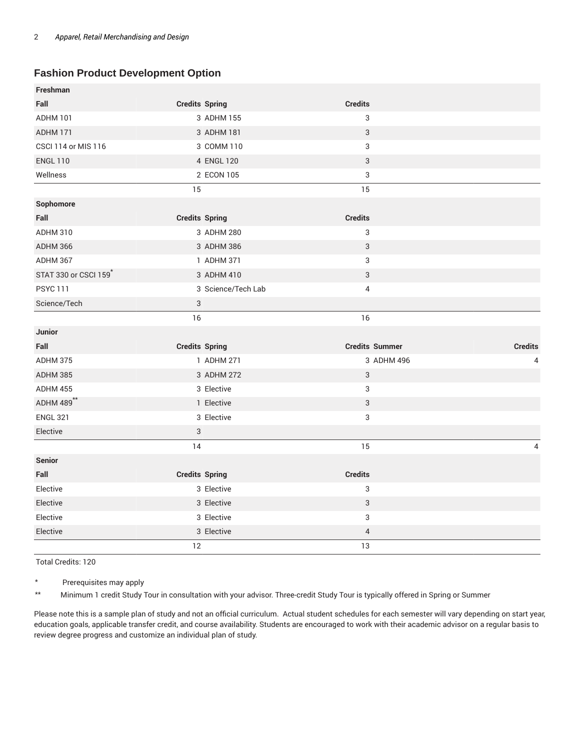## Fashion Product Development Option

| Freshman | | | | | |
|---|---|---|---|---|---|
| Fall | Credits | Spring | Credits | | |
| ADHM 101 | 3 | ADHM 155 | 3 | | |
| ADHM 171 | 3 | ADHM 181 | 3 | | |
| CSCI 114 or MIS 116 | 3 | COMM 110 | 3 | | |
| ENGL 110 | 4 | ENGL 120 | 3 | | |
| Wellness | 2 | ECON 105 | 3 | | |
| | 15 | | 15 | | |
| **Sophomore** | | | | | |
| Fall | Credits | Spring | Credits | | |
| ADHM 310 | 3 | ADHM 280 | 3 | | |
| ADHM 366 | 3 | ADHM 386 | 3 | | |
| ADHM 367 | 1 | ADHM 371 | 3 | | |
| STAT 330 or CSCI 159* | 3 | ADHM 410 | 3 | | |
| PSYC 111 | 3 | Science/Tech Lab | 4 | | |
| Science/Tech | 3 | | | | |
| | 16 | | 16 | | |
| **Junior** | | | | | |
| Fall | Credits | Spring | Credits | Summer | Credits |
| ADHM 375 | 1 | ADHM 271 | 3 | ADHM 496 | 4 |
| ADHM 385 | 3 | ADHM 272 | 3 | | |
| ADHM 455 | 3 | Elective | 3 | | |
| ADHM 489** | 1 | Elective | 3 | | |
| ENGL 321 | 3 | Elective | 3 | | |
| Elective | 3 | | | | |
| | 14 | | 15 | | 4 |
| **Senior** | | | | | |
| Fall | Credits | Spring | Credits | | |
| Elective | 3 | Elective | 3 | | |
| Elective | 3 | Elective | 3 | | |
| Elective | 3 | Elective | 3 | | |
| Elective | 3 | Elective | 4 | | |
| | 12 | | 13 | | |

Total Credits: 120

\* Prerequisites may apply

\*\* Minimum 1 credit Study Tour in consultation with your advisor. Three-credit Study Tour is typically offered in Spring or Summer

Please note this is a sample plan of study and not an official curriculum. Actual student schedules for each semester will vary depending on start year, education goals, applicable transfer credit, and course availability. Students are encouraged to work with their academic advisor on a regular basis to review degree progress and customize an individual plan of study.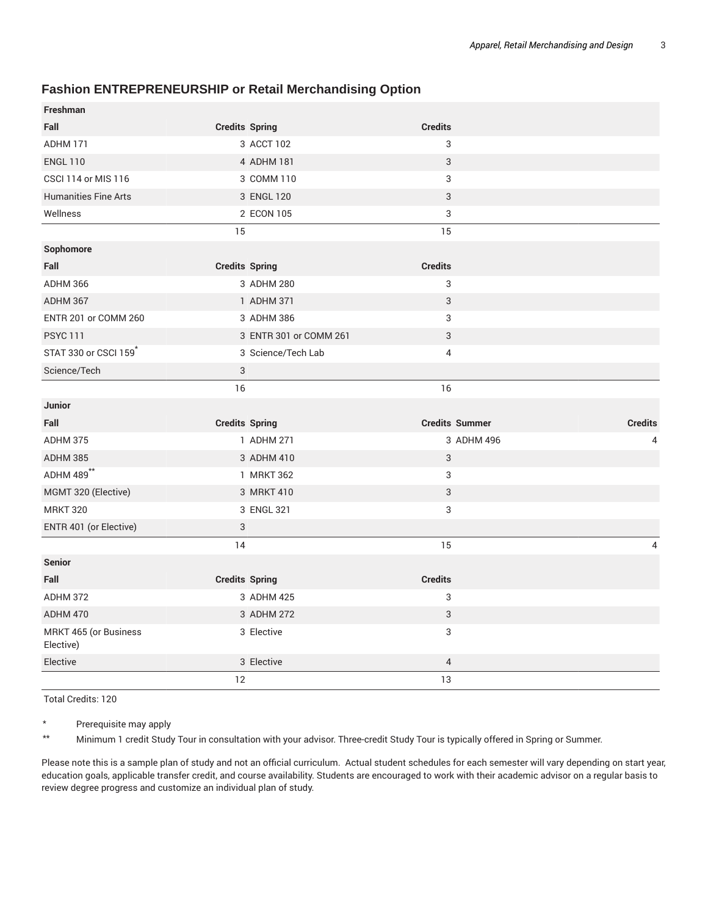## Fashion ENTREPRENEURSHIP or Retail Merchandising Option

| Freshman | | | | | |
|---|---|---|---|---|---|
| Fall | Credits | Spring | Credits | | |
| ADHM 171 | 3 | ACCT 102 | 3 | | |
| ENGL 110 | 4 | ADHM 181 | 3 | | |
| CSCI 114 or MIS 116 | 3 | COMM 110 | 3 | | |
| Humanities Fine Arts | 3 | ENGL 120 | 3 | | |
| Wellness | 2 | ECON 105 | 3 | | |
| | 15 | | 15 | | |
| **Sophomore** | | | | | |
| Fall | Credits | Spring | Credits | | |
| ADHM 366 | 3 | ADHM 280 | 3 | | |
| ADHM 367 | 1 | ADHM 371 | 3 | | |
| ENTR 201 or COMM 260 | 3 | ADHM 386 | 3 | | |
| PSYC 111 | 3 | ENTR 301 or COMM 261 | 3 | | |
| STAT 330 or CSCI 159* | 3 | Science/Tech Lab | 4 | | |
| Science/Tech | 3 | | | | |
| | 16 | | 16 | | |
| **Junior** | | | | | |
| Fall | Credits | Spring | Credits | Summer | Credits |
| ADHM 375 | 1 | ADHM 271 | 3 | ADHM 496 | 4 |
| ADHM 385 | 3 | ADHM 410 | 3 | | |
| ADHM 489** | 1 | MRKT 362 | 3 | | |
| MGMT 320 (Elective) | 3 | MRKT 410 | 3 | | |
| MRKT 320 | 3 | ENGL 321 | 3 | | |
| ENTR 401 (or Elective) | 3 | | | | |
| | 14 | | 15 | | 4 |
| **Senior** | | | | | |
| Fall | Credits | Spring | Credits | | |
| ADHM 372 | 3 | ADHM 425 | 3 | | |
| ADHM 470 | 3 | ADHM 272 | 3 | | |
| MRKT 465 (or Business Elective) | 3 | Elective | 3 | | |
| Elective | 3 | Elective | 4 | | |
| | 12 | | 13 | | |

Total Credits: 120

\* Prerequisite may apply

\*\* Minimum 1 credit Study Tour in consultation with your advisor. Three-credit Study Tour is typically offered in Spring or Summer.

Please note this is a sample plan of study and not an official curriculum. Actual student schedules for each semester will vary depending on start year, education goals, applicable transfer credit, and course availability. Students are encouraged to work with their academic advisor on a regular basis to review degree progress and customize an individual plan of study.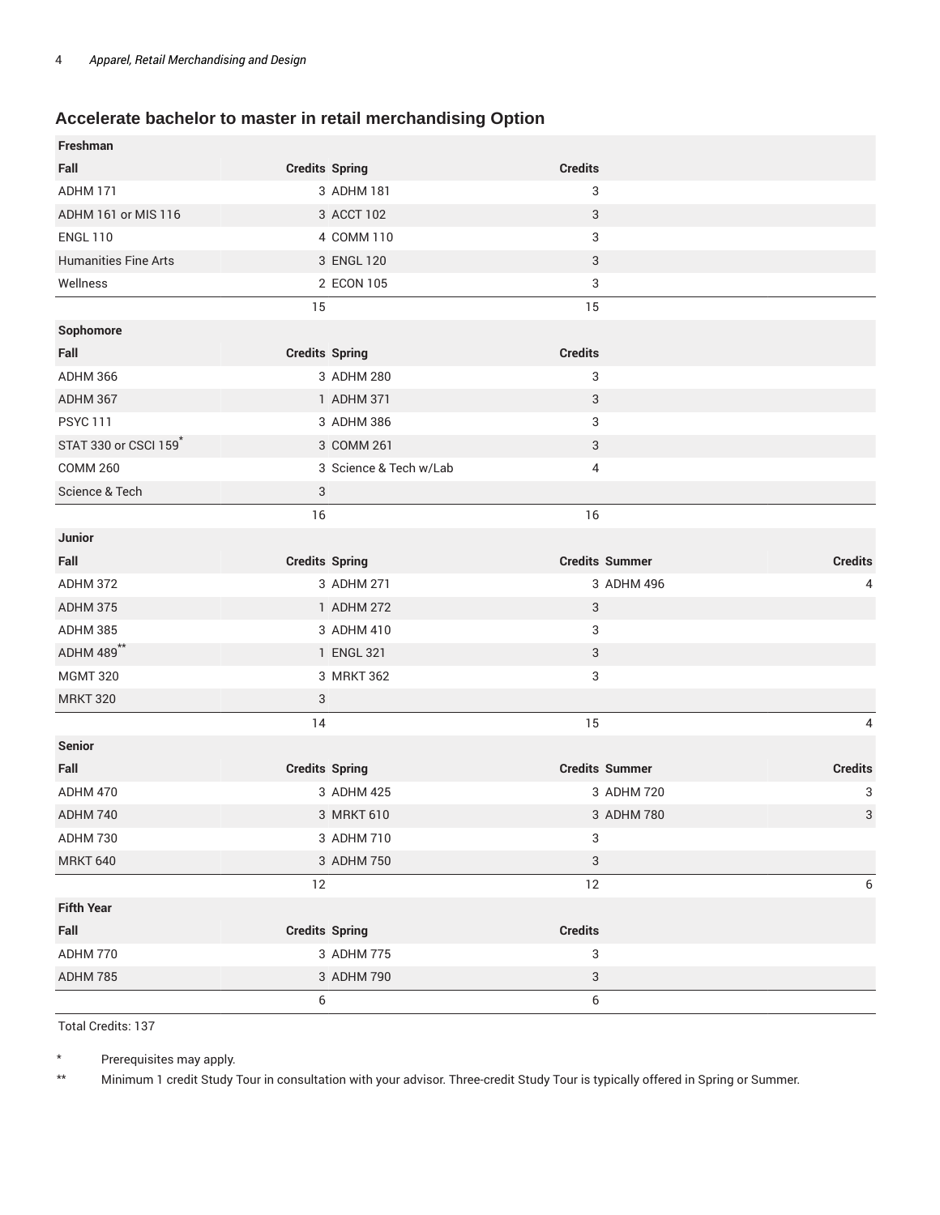## Accelerate bachelor to master in retail merchandising Option

| | | | | | |
|---|---|---|---|---|---|
| **Freshman** | | | | | |
| **Fall** | **Credits** | **Spring** | **Credits** | | |
| ADHM 171 | 3 | ADHM 181 | 3 | | |
| ADHM 161 or MIS 116 | 3 | ACCT 102 | 3 | | |
| ENGL 110 | 4 | COMM 110 | 3 | | |
| Humanities Fine Arts | 3 | ENGL 120 | 3 | | |
| Wellness | 2 | ECON 105 | 3 | | |
| | 15 | | 15 | | |
| **Sophomore** | | | | | |
| **Fall** | **Credits** | **Spring** | **Credits** | | |
| ADHM 366 | 3 | ADHM 280 | 3 | | |
| ADHM 367 | 1 | ADHM 371 | 3 | | |
| PSYC 111 | 3 | ADHM 386 | 3 | | |
| STAT 330 or CSCI 159* | 3 | COMM 261 | 3 | | |
| COMM 260 | 3 | Science & Tech w/Lab | 4 | | |
| Science & Tech | 3 | | | | |
| | 16 | | 16 | | |
| **Junior** | | | | | |
| **Fall** | **Credits** | **Spring** | **Credits** | **Summer** | **Credits** |
| ADHM 372 | 3 | ADHM 271 | 3 | ADHM 496 | 4 |
| ADHM 375 | 1 | ADHM 272 | 3 | | |
| ADHM 385 | 3 | ADHM 410 | 3 | | |
| ADHM 489** | 1 | ENGL 321 | 3 | | |
| MGMT 320 | 3 | MRKT 362 | 3 | | |
| MRKT 320 | 3 | | | | |
| | 14 | | 15 | | 4 |
| **Senior** | | | | | |
| **Fall** | **Credits** | **Spring** | **Credits** | **Summer** | **Credits** |
| ADHM 470 | 3 | ADHM 425 | 3 | ADHM 720 | 3 |
| ADHM 740 | 3 | MRKT 610 | 3 | ADHM 780 | 3 |
| ADHM 730 | 3 | ADHM 710 | 3 | | |
| MRKT 640 | 3 | ADHM 750 | 3 | | |
| | 12 | | 12 | | 6 |
| **Fifth Year** | | | | | |
| **Fall** | **Credits** | **Spring** | **Credits** | | |
| ADHM 770 | 3 | ADHM 775 | 3 | | |
| ADHM 785 | 3 | ADHM 790 | 3 | | |
| | 6 | | 6 | | |

Total Credits: 137

\* Prerequisites may apply.

\*\* Minimum 1 credit Study Tour in consultation with your advisor. Three-credit Study Tour is typically offered in Spring or Summer.